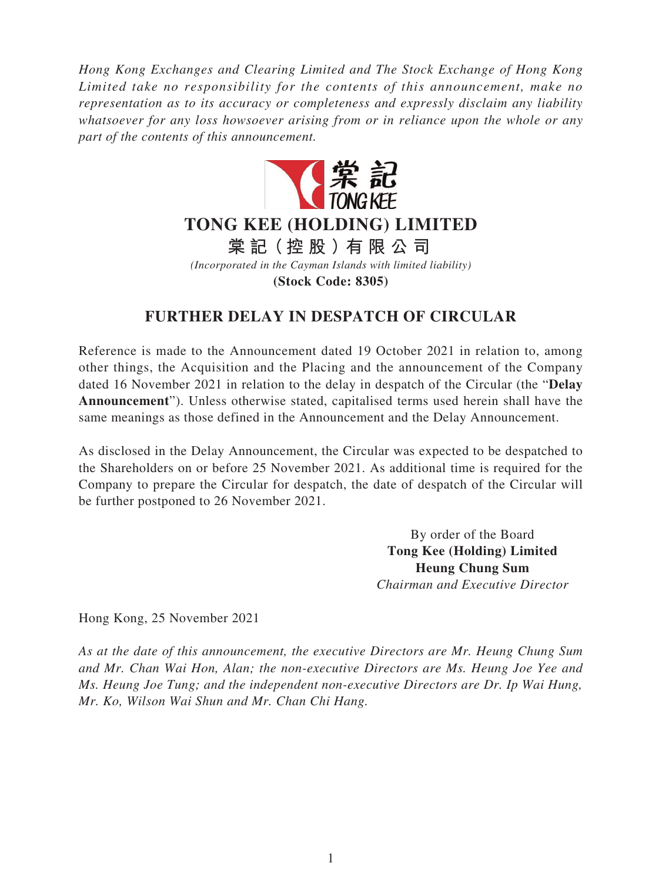*Hong Kong Exchanges and Clearing Limited and The Stock Exchange of Hong Kong Limited take no responsibility for the contents of this announcement, make no representation as to its accuracy or completeness and expressly disclaim any liability whatsoever for any loss howsoever arising from or in reliance upon the whole or any part of the contents of this announcement.*

# TONG KEE (HOLDING) LIMITED

# 棠記（控股）有限公司

*(Incorporated in the Cayman Islands with limited liability)*

**(Stock Code: 8305)**

## FURTHER DELAY IN DESPATCH OF CIRCULAR

Reference is made to the Announcement dated 19 October 2021 in relation to, among other things, the Acquisition and the Placing and the announcement of the Company dated 16 November 2021 in relation to the delay in despatch of the Circular (the "**Delay Announcement**"). Unless otherwise stated, capitalised terms used herein shall have the same meanings as those defined in the Announcement and the Delay Announcement.

As disclosed in the Delay Announcement, the Circular was expected to be despatched to the Shareholders on or before 25 November 2021. As additional time is required for the Company to prepare the Circular for despatch, the date of despatch of the Circular will be further postponed to 26 November 2021.

By order of the Board
**Tong Kee (Holding) Limited**
**Heung Chung Sum**
*Chairman and Executive Director*

Hong Kong, 25 November 2021

*As at the date of this announcement, the executive Directors are Mr. Heung Chung Sum and Mr. Chan Wai Hon, Alan; the non-executive Directors are Ms. Heung Joe Yee and Ms. Heung Joe Tung; and the independent non-executive Directors are Dr. Ip Wai Hung, Mr. Ko, Wilson Wai Shun and Mr. Chan Chi Hang.*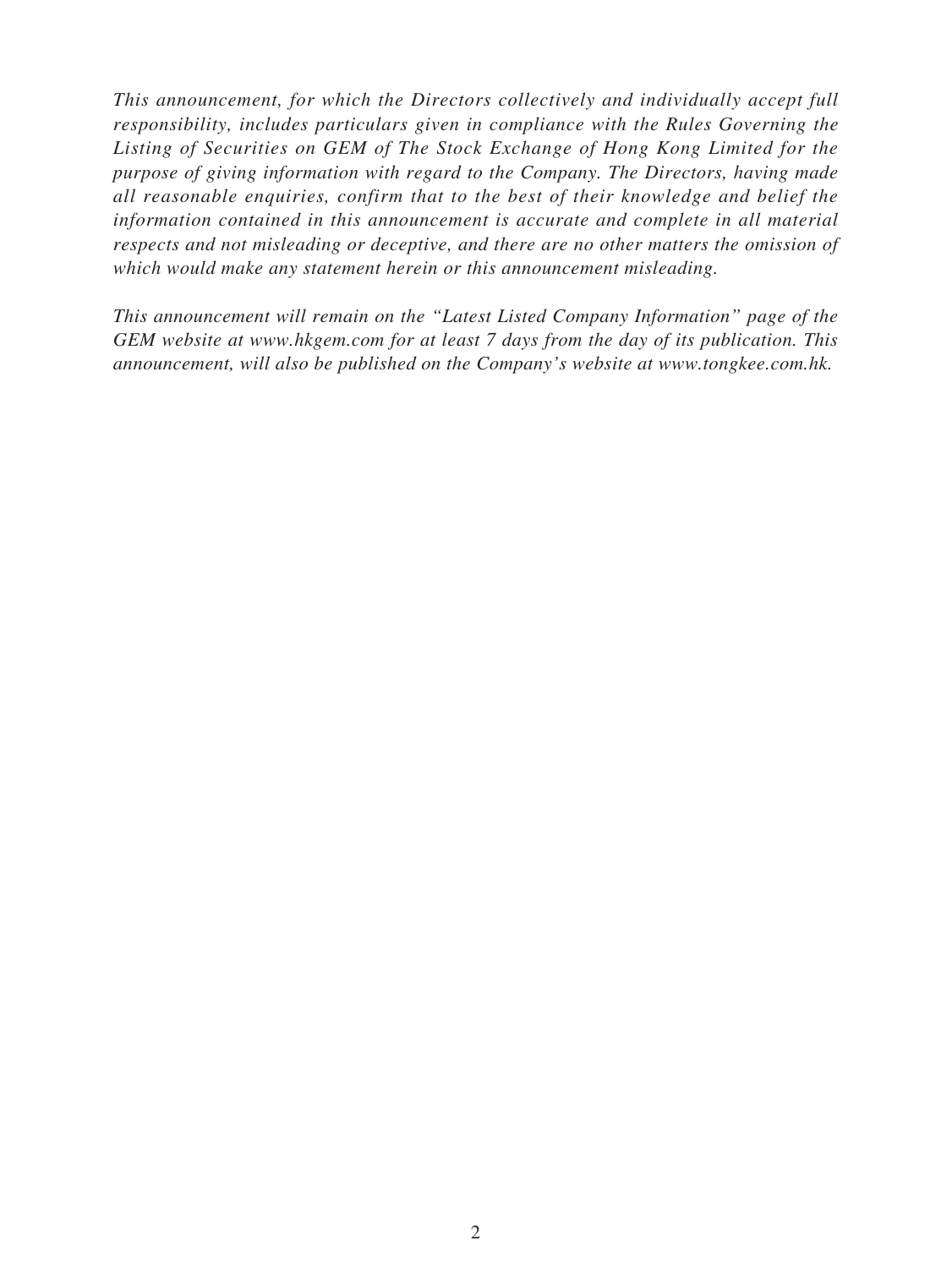*This announcement, for which the Directors collectively and individually accept full responsibility, includes particulars given in compliance with the Rules Governing the Listing of Securities on GEM of The Stock Exchange of Hong Kong Limited for the purpose of giving information with regard to the Company. The Directors, having made all reasonable enquiries, confirm that to the best of their knowledge and belief the information contained in this announcement is accurate and complete in all material respects and not misleading or deceptive, and there are no other matters the omission of which would make any statement herein or this announcement misleading.*

*This announcement will remain on the "Latest Listed Company Information" page of the GEM website at www.hkgem.com for at least 7 days from the day of its publication. This announcement, will also be published on the Company's website at www.tongkee.com.hk.*